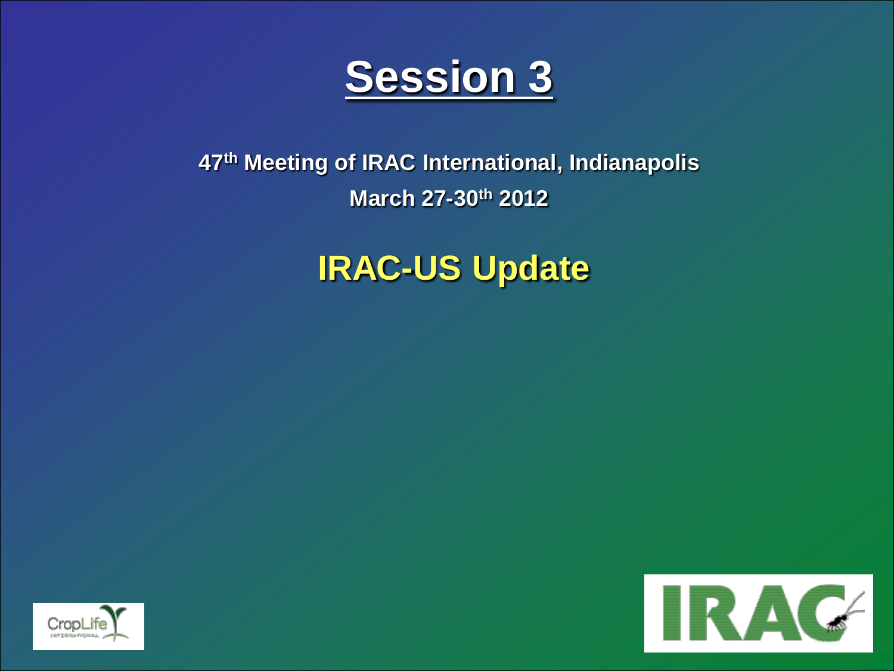# Session 3

**47th Meeting of IRAC International, Indianapolis**

**March 27-30th 2012**

## IRAC-US Update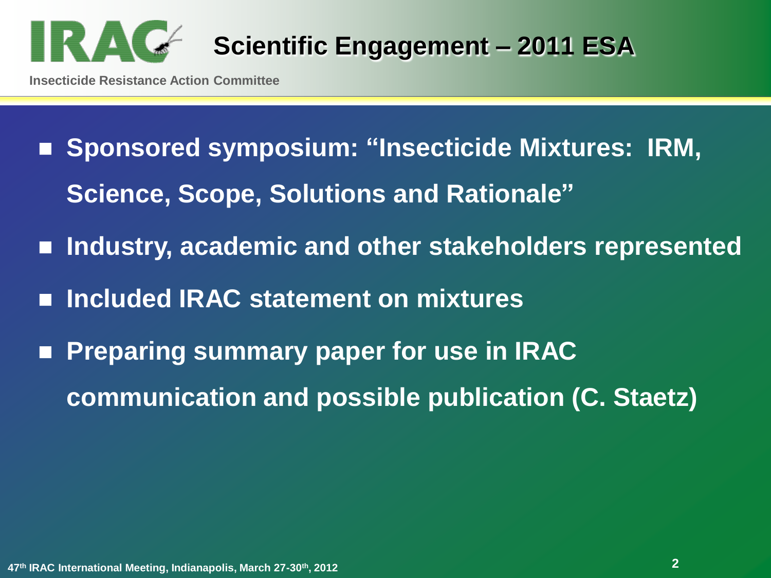# Scientific Engagement – 2011 ESA

- Sponsored symposium: "Insecticide Mixtures: IRM, Science, Scope, Solutions and Rationale"
- Industry, academic and other stakeholders represented
- Included IRAC statement on mixtures
- Preparing summary paper for use in IRAC communication and possible publication (C. Staetz)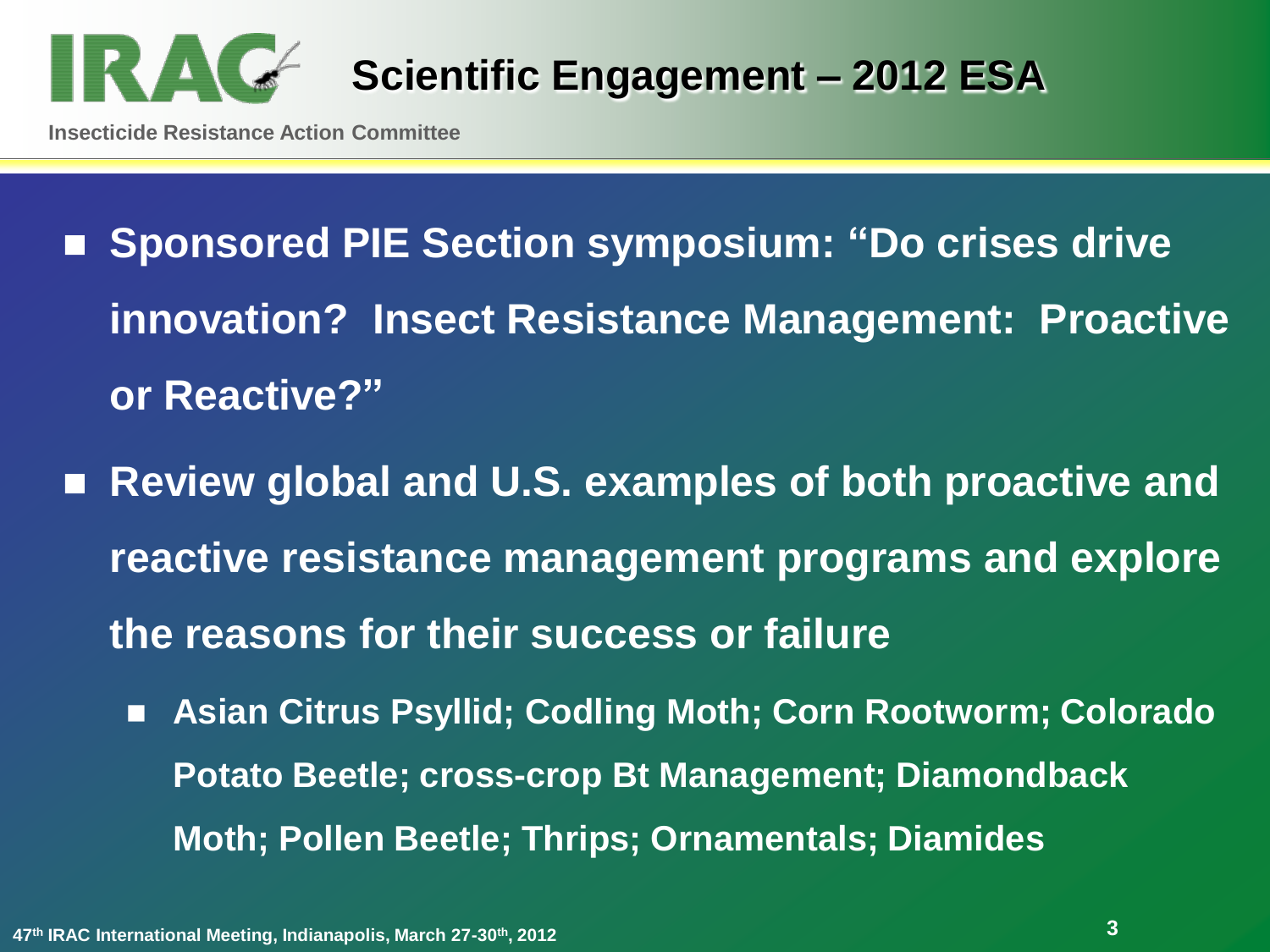# Scientific Engagement – 2012 ESA

Insecticide Resistance Action Committee

- **Sponsored PIE Section symposium: "Do crises drive innovation? Insect Resistance Management: Proactive or Reactive?"**
- **Review global and U.S. examples of both proactive and reactive resistance management programs and explore the reasons for their success or failure**
  - **Asian Citrus Psyllid; Codling Moth; Corn Rootworm; Colorado Potato Beetle; cross-crop Bt Management; Diamondback Moth; Pollen Beetle; Thrips; Ornamentals; Diamides**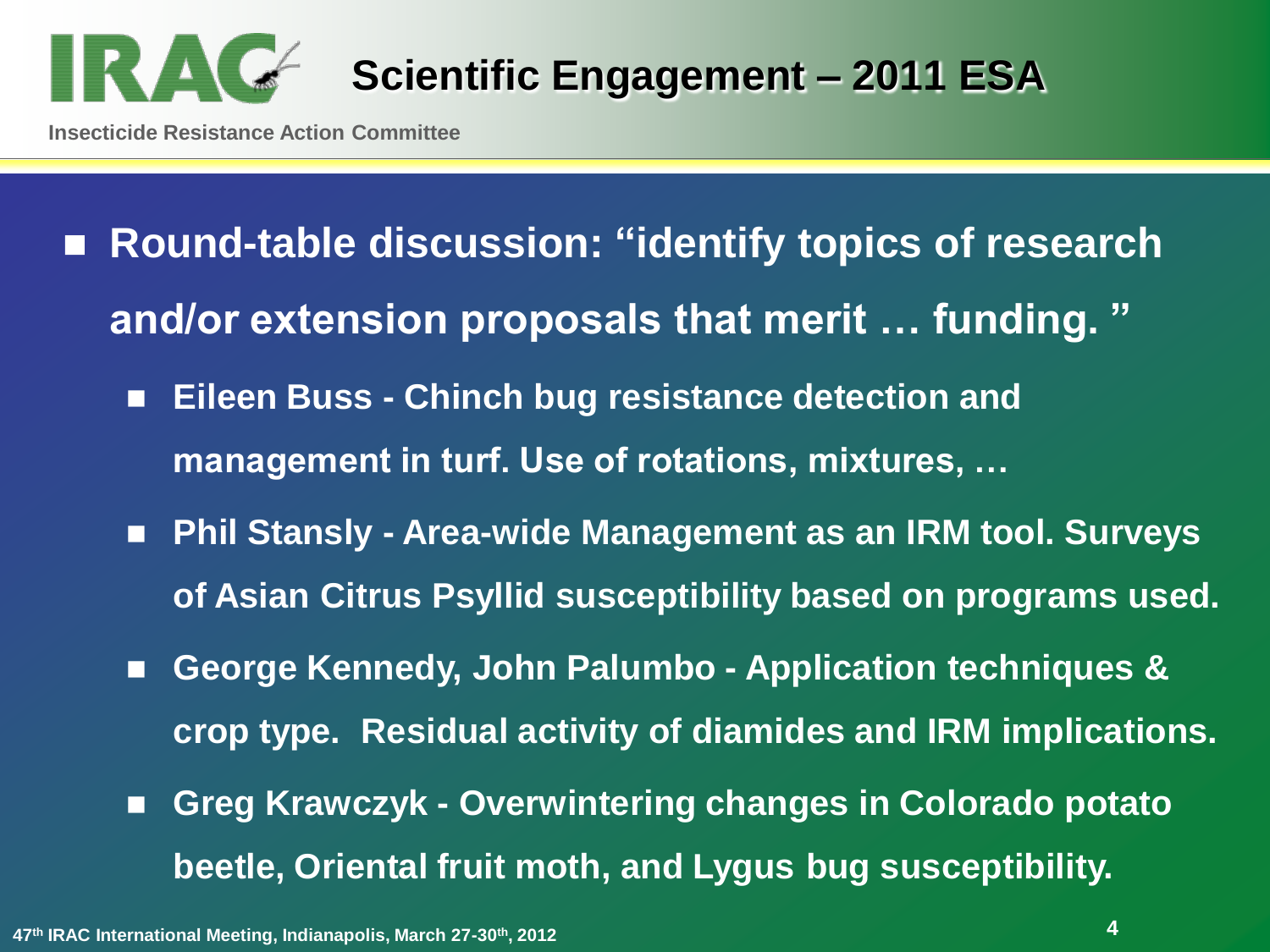# Scientific Engagement – 2011 ESA

Insecticide Resistance Action Committee

- **Round-table discussion: "identify topics of research and/or extension proposals that merit … funding. "**
  - **Eileen Buss - Chinch bug resistance detection and management in turf. Use of rotations, mixtures, …**
  - **Phil Stansly - Area-wide Management as an IRM tool. Surveys of Asian Citrus Psyllid susceptibility based on programs used.**
  - **George Kennedy, John Palumbo - Application techniques & crop type. Residual activity of diamides and IRM implications.**
  - **Greg Krawczyk - Overwintering changes in Colorado potato beetle, Oriental fruit moth, and Lygus bug susceptibility.**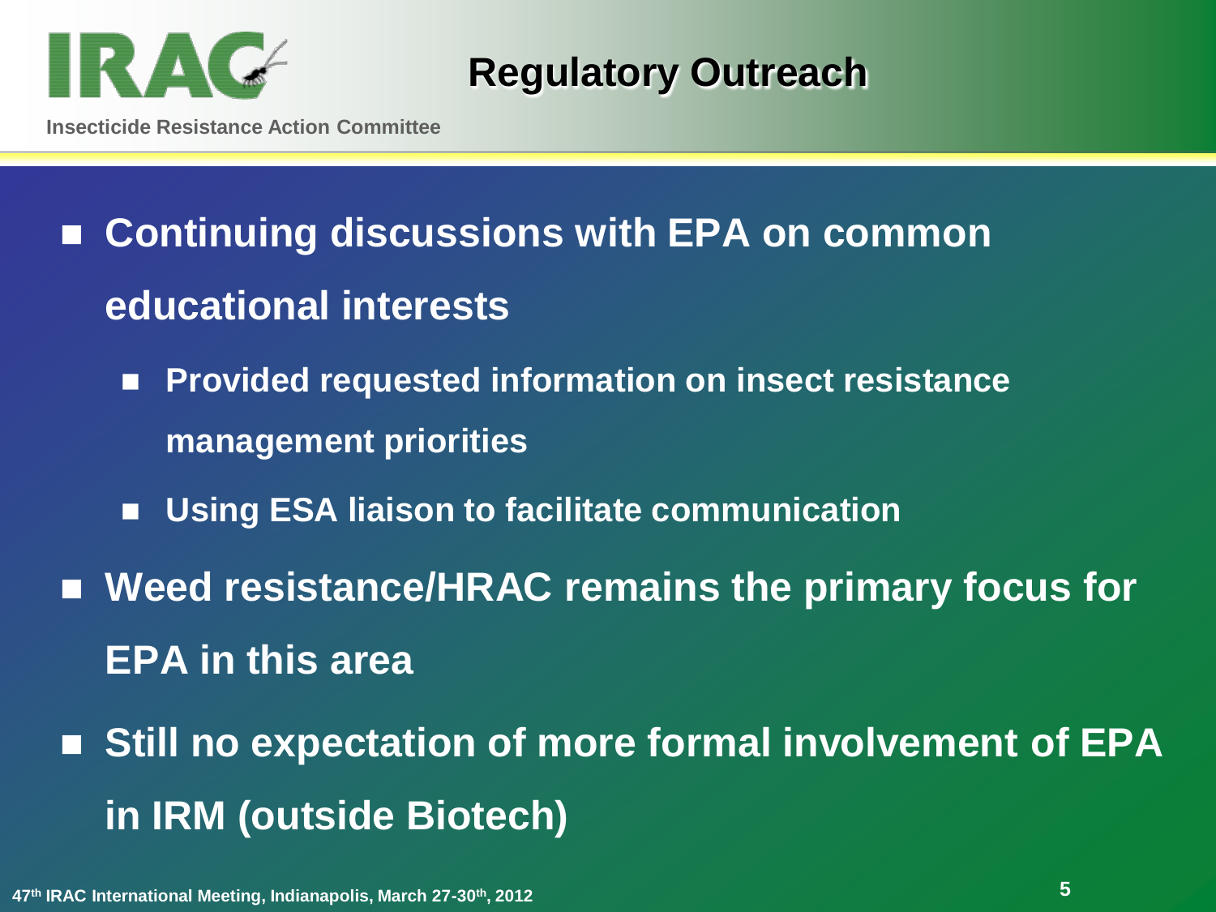# Regulatory Outreach

- Continuing discussions with EPA on common educational interests
  - Provided requested information on insect resistance management priorities
  - Using ESA liaison to facilitate communication
- Weed resistance/HRAC remains the primary focus for EPA in this area
- Still no expectation of more formal involvement of EPA in IRM (outside Biotech)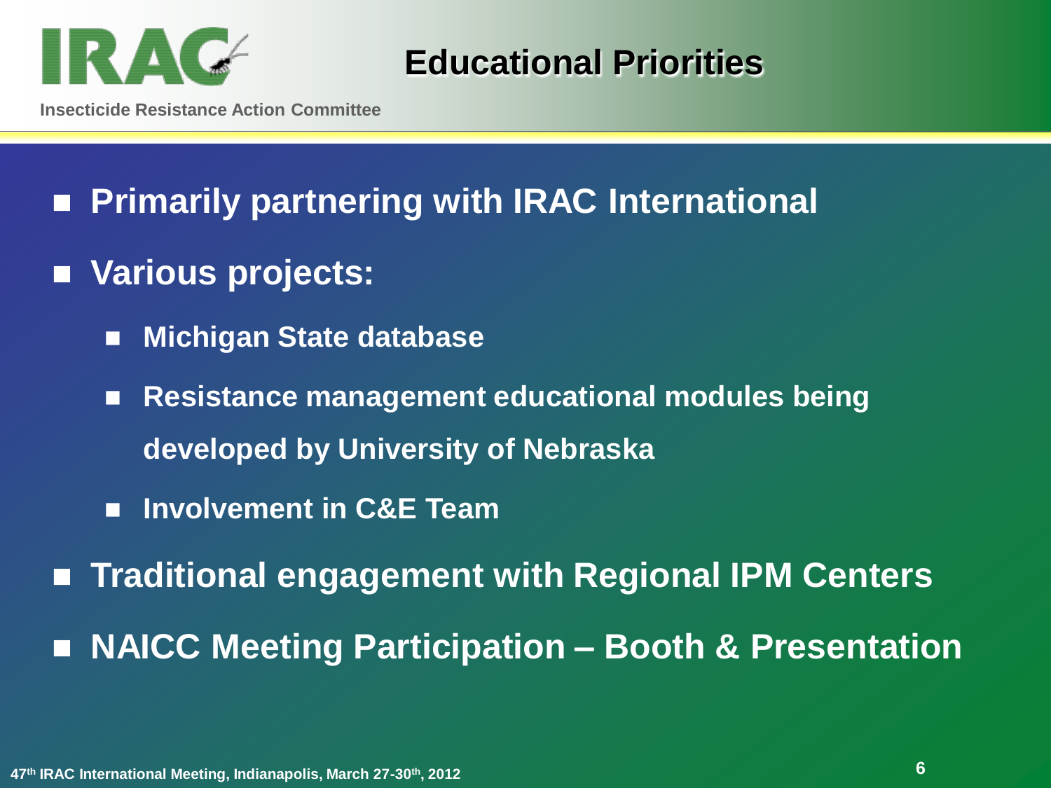IRAC

Insecticide Resistance Action Committee

# Educational Priorities

- **Primarily partnering with IRAC International**
- **Various projects:**
  - **Michigan State database**
  - **Resistance management educational modules being developed by University of Nebraska**
  - **Involvement in C&E Team**
- **Traditional engagement with Regional IPM Centers**
- **NAICC Meeting Participation – Booth & Presentation**